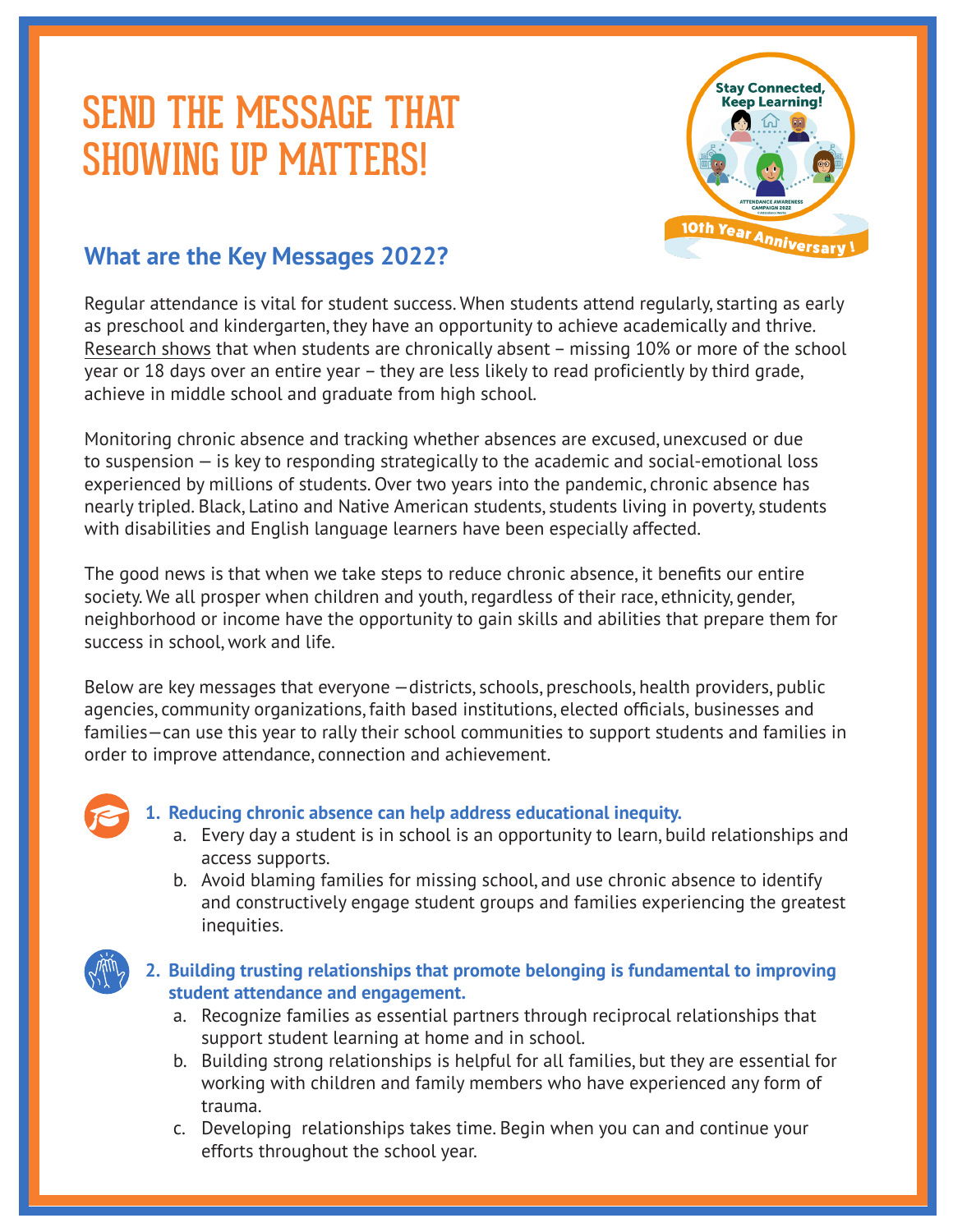# SEND THE MESSAGE THAT SHOWING UP MATTERS!

## What are the Key Messages 2022?

Regular attendance is vital for student success. When students attend regularly, starting as early as preschool and kindergarten, they have an opportunity to achieve academically and thrive. Research shows that when students are chronically absent – missing 10% or more of the school year or 18 days over an entire year – they are less likely to read proficiently by third grade, achieve in middle school and graduate from high school.

Monitoring chronic absence and tracking whether absences are excused, unexcused or due to suspension — is key to responding strategically to the academic and social-emotional loss experienced by millions of students. Over two years into the pandemic, chronic absence has nearly tripled. Black, Latino and Native American students, students living in poverty, students with disabilities and English language learners have been especially affected.

The good news is that when we take steps to reduce chronic absence, it benefits our entire society. We all prosper when children and youth, regardless of their race, ethnicity, gender, neighborhood or income have the opportunity to gain skills and abilities that prepare them for success in school, work and life.

Below are key messages that everyone —districts, schools, preschools, health providers, public agencies, community organizations, faith based institutions, elected officials, businesses and families—can use this year to rally their school communities to support students and families in order to improve attendance, connection and achievement.

1. **Reducing chronic absence can help address educational inequity.**
   a. Every day a student is in school is an opportunity to learn, build relationships and access supports.
   b. Avoid blaming families for missing school, and use chronic absence to identify and constructively engage student groups and families experiencing the greatest inequities.

2. **Building trusting relationships that promote belonging is fundamental to improving student attendance and engagement.**
   a. Recognize families as essential partners through reciprocal relationships that support student learning at home and in school.
   b. Building strong relationships is helpful for all families, but they are essential for working with children and family members who have experienced any form of trauma.
   c. Developing relationships takes time. Begin when you can and continue your efforts throughout the school year.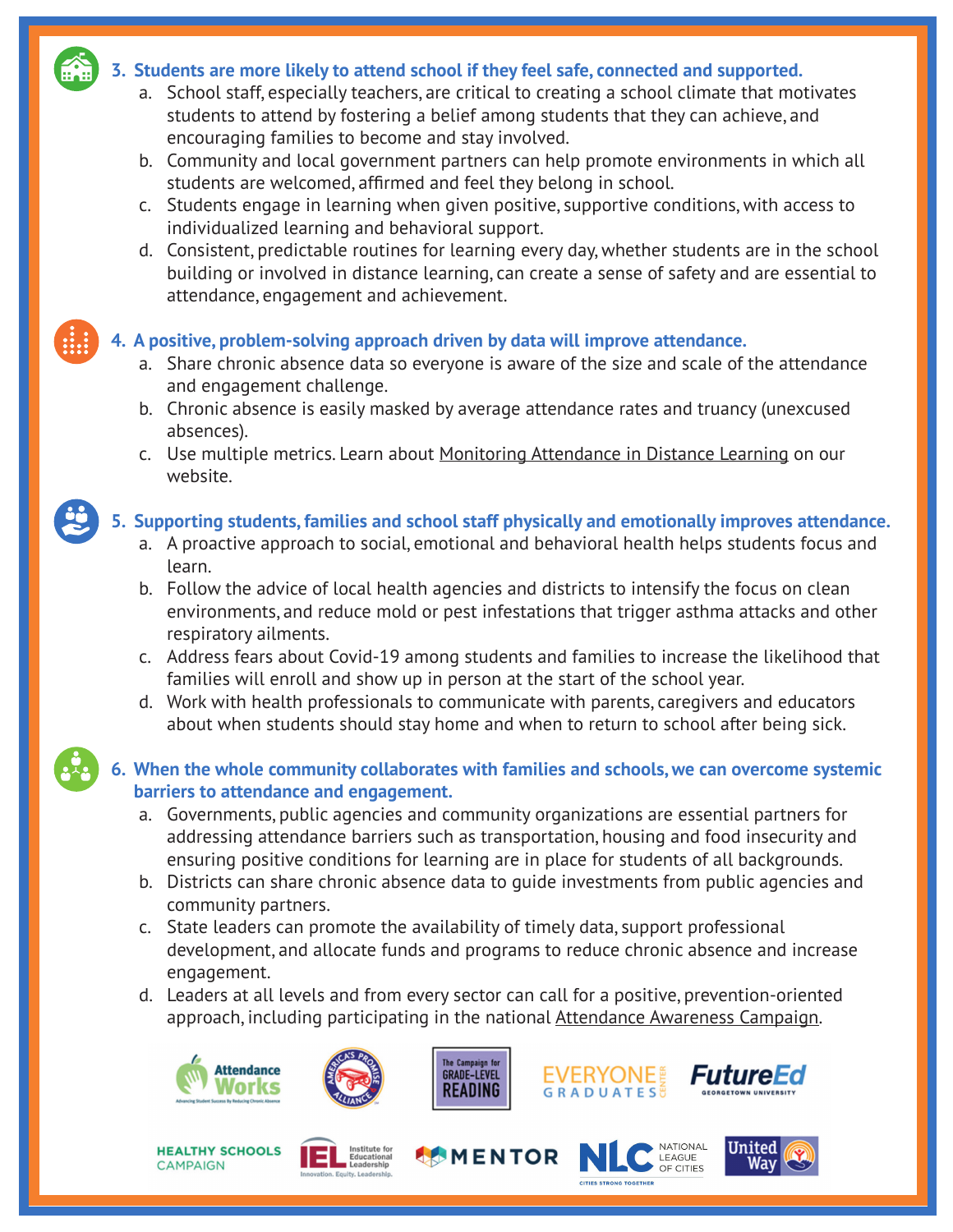3. **Students are more likely to attend school if they feel safe, connected and supported.**
    a. School staff, especially teachers, are critical to creating a school climate that motivates students to attend by fostering a belief among students that they can achieve, and encouraging families to become and stay involved.
    b. Community and local government partners can help promote environments in which all students are welcomed, affirmed and feel they belong in school.
    c. Students engage in learning when given positive, supportive conditions, with access to individualized learning and behavioral support.
    d. Consistent, predictable routines for learning every day, whether students are in the school building or involved in distance learning, can create a sense of safety and are essential to attendance, engagement and achievement.

4. **A positive, problem-solving approach driven by data will improve attendance.**
    a. Share chronic absence data so everyone is aware of the size and scale of the attendance and engagement challenge.
    b. Chronic absence is easily masked by average attendance rates and truancy (unexcused absences).
    c. Use multiple metrics. Learn about Monitoring Attendance in Distance Learning on our website.

5. **Supporting students, families and school staff physically and emotionally improves attendance.**
    a. A proactive approach to social, emotional and behavioral health helps students focus and learn.
    b. Follow the advice of local health agencies and districts to intensify the focus on clean environments, and reduce mold or pest infestations that trigger asthma attacks and other respiratory ailments.
    c. Address fears about Covid-19 among students and families to increase the likelihood that families will enroll and show up in person at the start of the school year.
    d. Work with health professionals to communicate with parents, caregivers and educators about when students should stay home and when to return to school after being sick.

6. **When the whole community collaborates with families and schools, we can overcome systemic barriers to attendance and engagement.**
    a. Governments, public agencies and community organizations are essential partners for addressing attendance barriers such as transportation, housing and food insecurity and ensuring positive conditions for learning are in place for students of all backgrounds.
    b. Districts can share chronic absence data to guide investments from public agencies and community partners.
    c. State leaders can promote the availability of timely data, support professional development, and allocate funds and programs to reduce chronic absence and increase engagement.
    d. Leaders at all levels and from every sector can call for a positive, prevention-oriented approach, including participating in the national Attendance Awareness Campaign.

Attendance Works — America's Promise Alliance — The Campaign for Grade-Level Reading — Everyone Graduates Center — FutureEd Georgetown University — Healthy Schools Campaign — IEL Institute for Educational Leadership — MENTOR — NLC National League of Cities — United Way